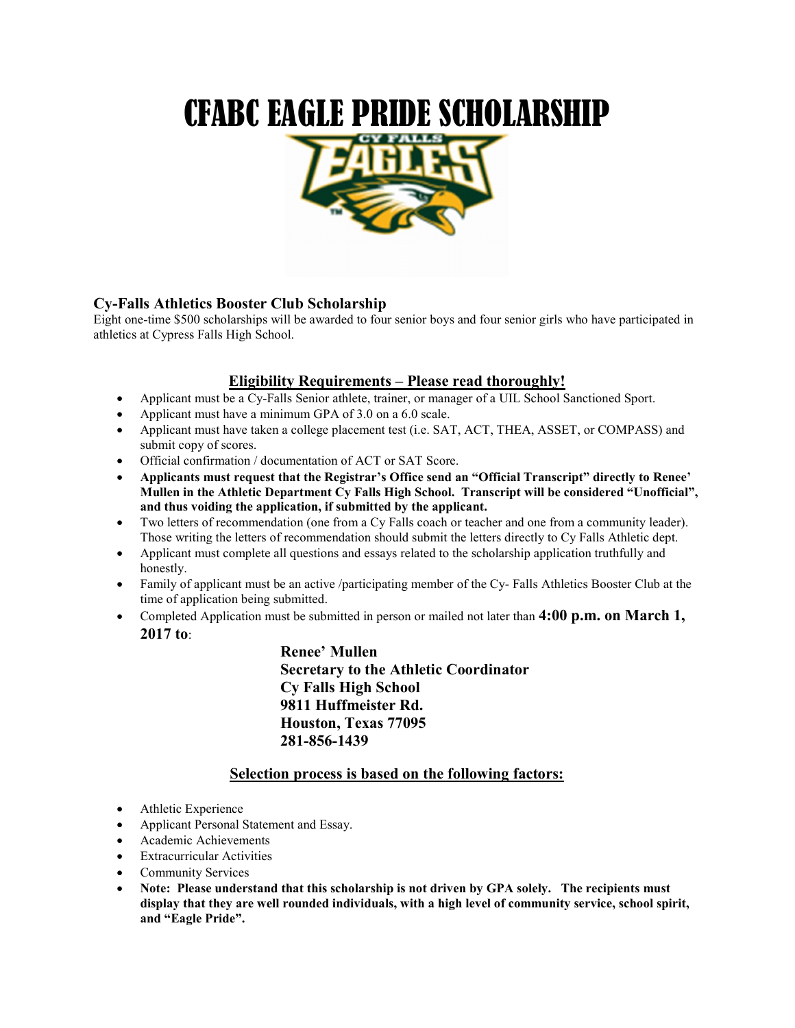# CFABC EAGLE PRIDE SCHOLARSHIP

## Cy-Falls Athletics Booster Club Scholarship

Eight one-time $500 scholarships will be awarded to four senior boys and four senior girls who have participated in athletics at Cypress Falls High School.

### Eligibility Requirements – Please read thoroughly!

- Applicant must be a Cy-Falls Senior athlete, trainer, or manager of a UIL School Sanctioned Sport.
- Applicant must have a minimum GPA of 3.0 on a 6.0 scale.
- Applicant must have taken a college placement test (i.e. SAT, ACT, THEA, ASSET, or COMPASS) and submit copy of scores.
- Official confirmation / documentation of ACT or SAT Score.
- **Applicants must request that the Registrar's Office send an "Official Transcript" directly to Renee' Mullen in the Athletic Department Cy Falls High School. Transcript will be considered "Unofficial", and thus voiding the application, if submitted by the applicant.**
- Two letters of recommendation (one from a Cy Falls coach or teacher and one from a community leader). Those writing the letters of recommendation should submit the letters directly to Cy Falls Athletic dept.
- Applicant must complete all questions and essays related to the scholarship application truthfully and honestly.
- Family of applicant must be an active /participating member of the Cy- Falls Athletics Booster Club at the time of application being submitted.
- Completed Application must be submitted in person or mailed not later than **4:00 p.m. on March 1, 2017 to**:

  **Renee' Mullen**
  **Secretary to the Athletic Coordinator**
  **Cy Falls High School**
  **9811 Huffmeister Rd.**
  **Houston, Texas 77095**
  **281-856-1439**

### Selection process is based on the following factors:

- Athletic Experience
- Applicant Personal Statement and Essay.
- Academic Achievements
- Extracurricular Activities
- Community Services
- **Note: Please understand that this scholarship is not driven by GPA solely. The recipients must display that they are well rounded individuals, with a high level of community service, school spirit, and "Eagle Pride".**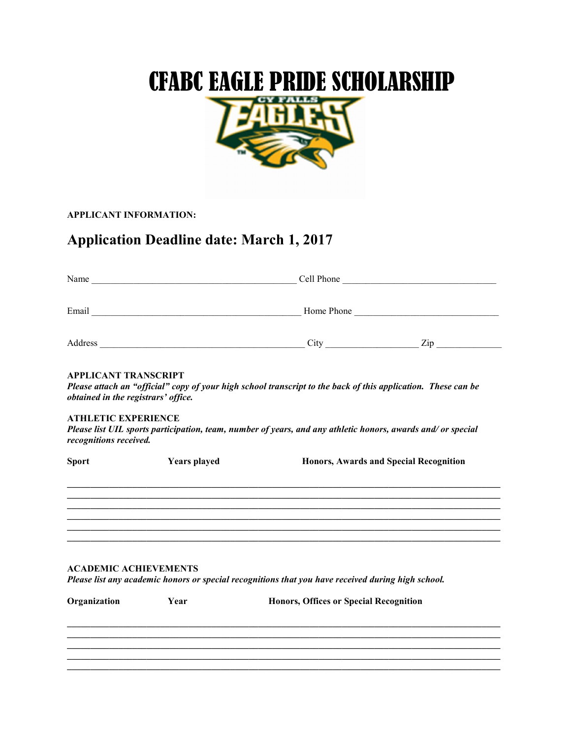# CFABC EAGLE PRIDE SCHOLARSHIP

**APPLICANT INFORMATION:**

## Application Deadline date: March 1, 2017

Name ___________________________________________ Cell Phone ________________________________

Email ____________________________________________ Home Phone ______________________________

Address ___________________________________________ City ___________________ Zip _____________

**APPLICANT TRANSCRIPT**

***Please attach an "official" copy of your high school transcript to the back of this application. These can be obtained in the registrars' office.***

**ATHLETIC EXPERIENCE**

***Please list UIL sports participation, team, number of years, and any athletic honors, awards and/ or special recognitions received.***

| Sport | Years played | Honors, Awards and Special Recognition |
|---|---|---|
| | | |
| | | |
| | | |
| | | |
| | | |
| | | |

**ACADEMIC ACHIEVEMENTS**

***Please list any academic honors or special recognitions that you have received during high school.***

| Organization | Year | Honors, Offices or Special Recognition |
|---|---|---|
| | | |
| | | |
| | | |
| | | |
| | | |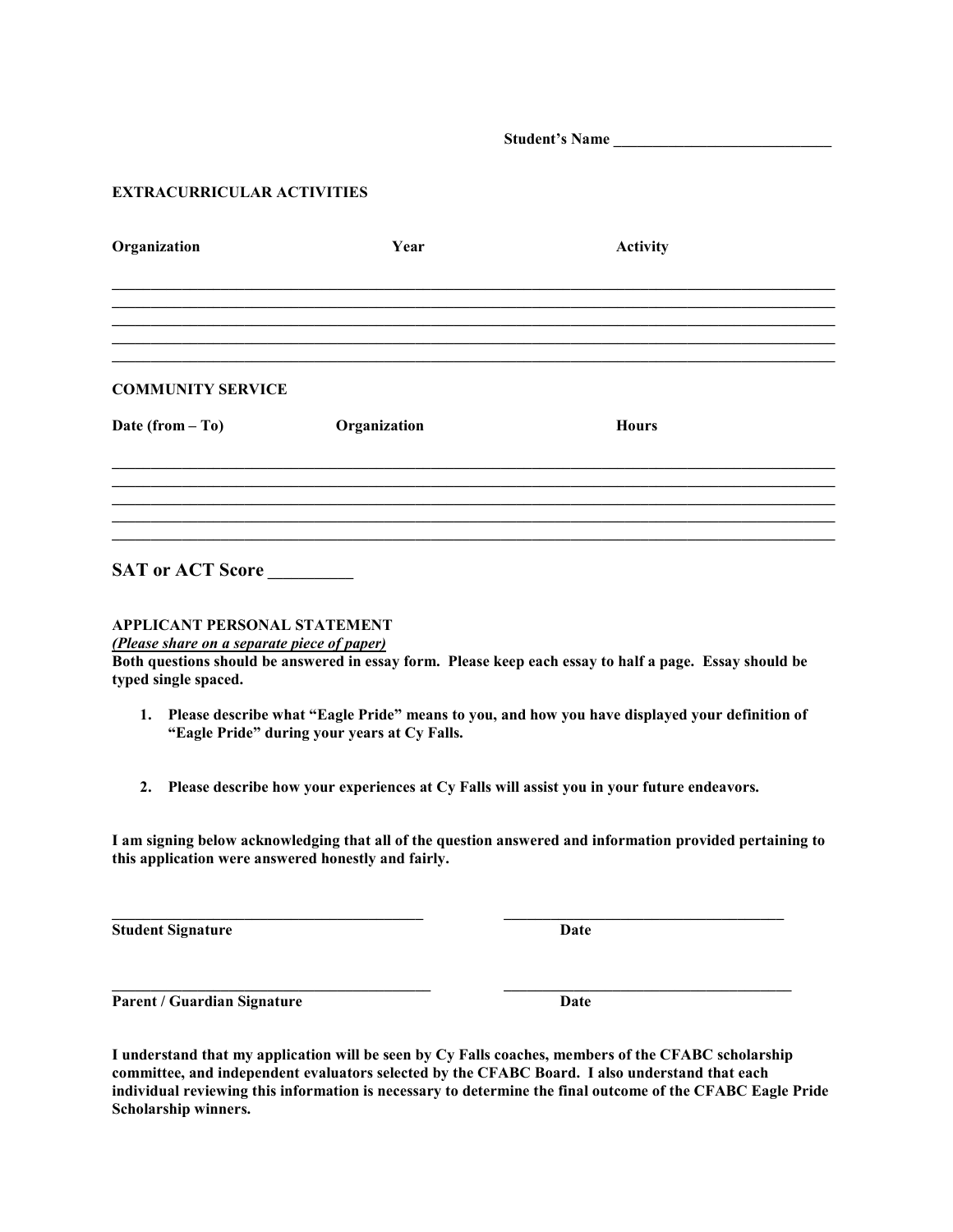**Student's Name ___________________________**

**EXTRACURRICULAR ACTIVITIES**

| Organization | Year | Activity |
| --- | --- | --- |
| | | |
| | | |
| | | |
| | | |
| | | |

**COMMUNITY SERVICE**

| Date (from – To) | Organization | Hours |
| --- | --- | --- |
| | | |
| | | |
| | | |
| | | |
| | | |

## SAT or ACT Score _________

**APPLICANT PERSONAL STATEMENT**
***(Please share on a separate piece of paper)***
**Both questions should be answered in essay form. Please keep each essay to half a page. Essay should be typed single spaced.**

1. **Please describe what "Eagle Pride" means to you, and how you have displayed your definition of "Eagle Pride" during your years at Cy Falls.**

2. **Please describe how your experiences at Cy Falls will assist you in your future endeavors.**

**I am signing below acknowledging that all of the question answered and information provided pertaining to this application were answered honestly and fairly.**

_________________________________________ _____________________________________
**Student Signature** **Date**

_________________________________________ _____________________________________
**Parent / Guardian Signature** **Date**

**I understand that my application will be seen by Cy Falls coaches, members of the CFABC scholarship committee, and independent evaluators selected by the CFABC Board. I also understand that each individual reviewing this information is necessary to determine the final outcome of the CFABC Eagle Pride Scholarship winners.**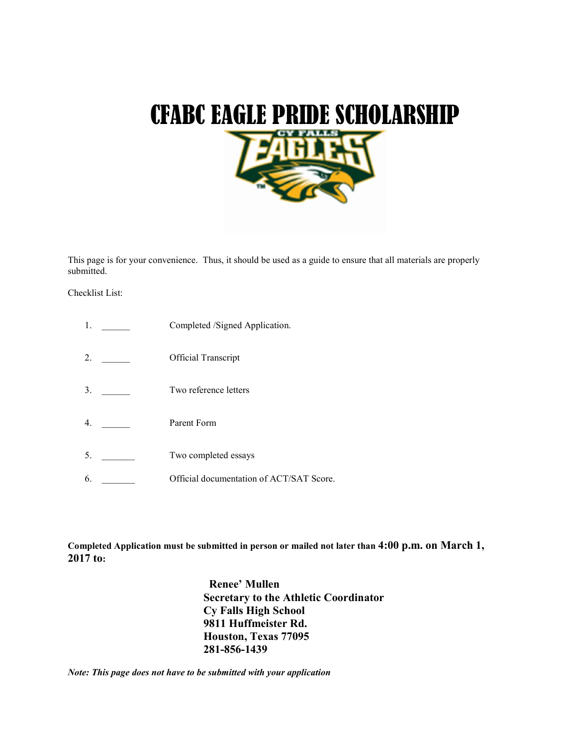# CFABC EAGLE PRIDE SCHOLARSHIP

This page is for your convenience. Thus, it should be used as a guide to ensure that all materials are properly submitted.

Checklist List:

1. ______ Completed /Signed Application.
2. ______ Official Transcript
3. ______ Two reference letters
4. ______ Parent Form
5. _______ Two completed essays
6. _______ Official documentation of ACT/SAT Score.

**Completed Application must be submitted in person or mailed not later than 4:00 p.m. on March 1, 2017 to:**

**Renee' Mullen**
**Secretary to the Athletic Coordinator**
**Cy Falls High School**
**9811 Huffmeister Rd.**
**Houston, Texas 77095**
**281-856-1439**

***Note: This page does not have to be submitted with your application***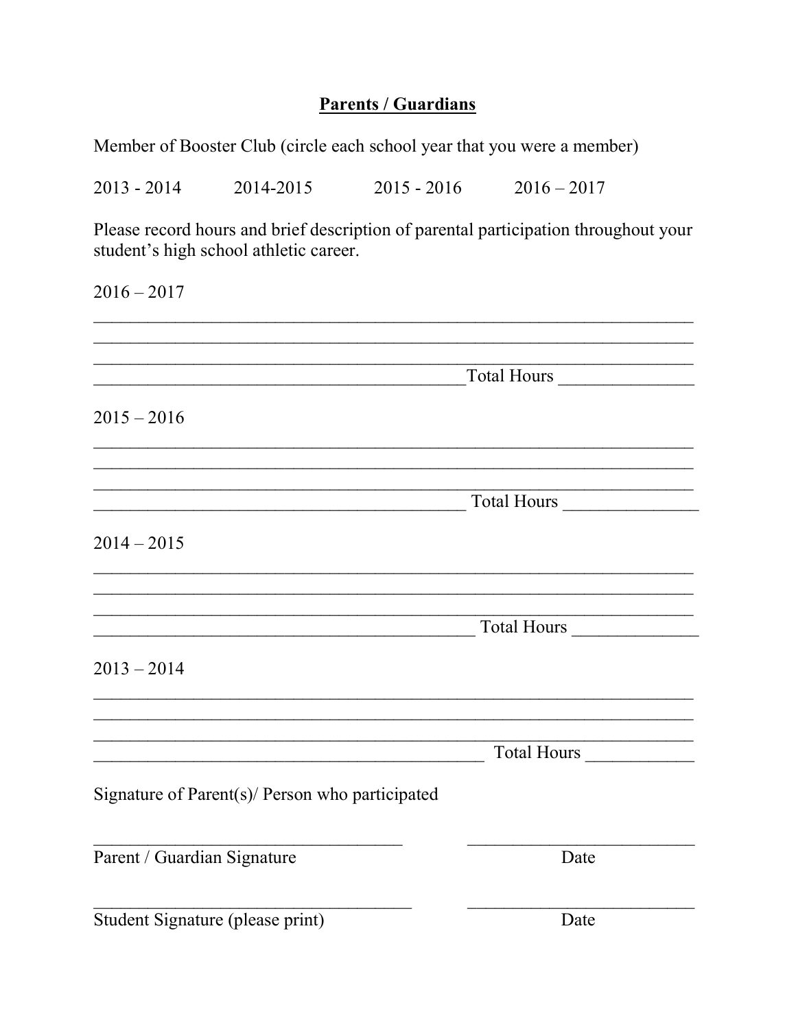## Parents / Guardians

Member of Booster Club (circle each school year that you were a member)

2013 - 2014 2014-2015 2015 - 2016 2016 – 2017

Please record hours and brief description of parental participation throughout your student's high school athletic career.

2016 – 2017

_______________________________________________________________

_______________________________________________________________

_______________________________________________________________

_______________________________________ Total Hours ______________

2015 – 2016

_______________________________________________________________

_______________________________________________________________

_______________________________________________________________

_______________________________________ Total Hours ______________

2014 – 2015

_______________________________________________________________

_______________________________________________________________

_______________________________________________________________

_______________________________________ Total Hours ______________

2013 – 2014

_______________________________________________________________

_______________________________________________________________

_______________________________________________________________

_______________________________________ Total Hours ______________

Signature of Parent(s)/ Person who participated

________________________________ ________________________

Parent / Guardian Signature Date

________________________________ ________________________

Student Signature (please print) Date